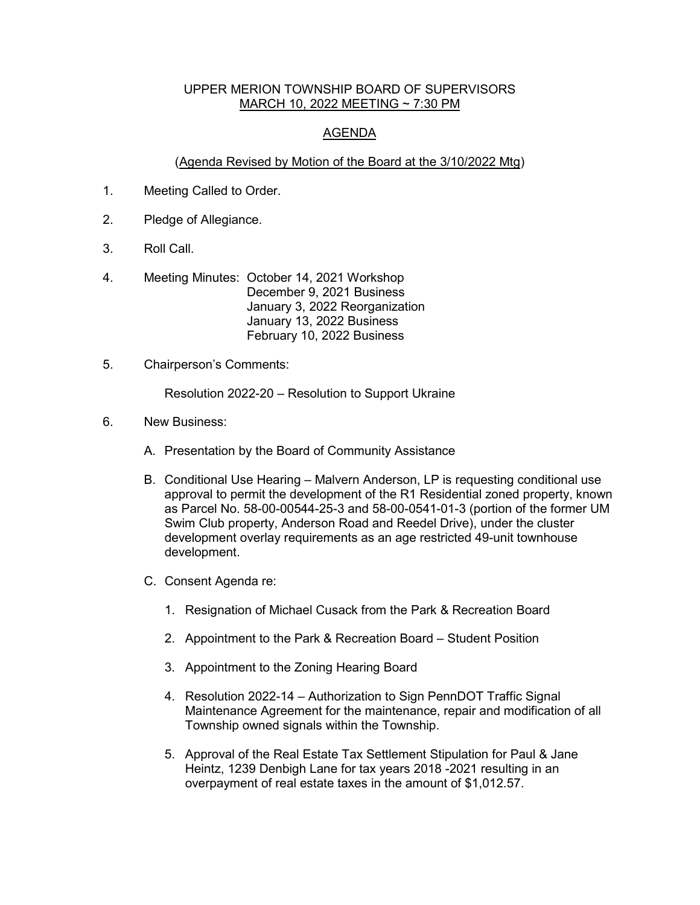UPPER MERION TOWNSHIP BOARD OF SUPERVISORS

MARCH 10, 2022 MEETING ~ 7:30 PM

AGENDA

(Agenda Revised by Motion of the Board at the 3/10/2022 Mtg)

1. Meeting Called to Order.

2. Pledge of Allegiance.

3. Roll Call.

4. Meeting Minutes: October 14, 2021 Workshop
   December 9, 2021 Business
   January 3, 2022 Reorganization
   January 13, 2022 Business
   February 10, 2022 Business

5. Chairperson's Comments:

   Resolution 2022-20 – Resolution to Support Ukraine

6. New Business:

   A. Presentation by the Board of Community Assistance

   B. Conditional Use Hearing – Malvern Anderson, LP is requesting conditional use approval to permit the development of the R1 Residential zoned property, known as Parcel No. 58-00-00544-25-3 and 58-00-0541-01-3 (portion of the former UM Swim Club property, Anderson Road and Reedel Drive), under the cluster development overlay requirements as an age restricted 49-unit townhouse development.

   C. Consent Agenda re:

      1. Resignation of Michael Cusack from the Park & Recreation Board

      2. Appointment to the Park & Recreation Board – Student Position

      3. Appointment to the Zoning Hearing Board

      4. Resolution 2022-14 – Authorization to Sign PennDOT Traffic Signal Maintenance Agreement for the maintenance, repair and modification of all Township owned signals within the Township.

      5. Approval of the Real Estate Tax Settlement Stipulation for Paul & Jane Heintz, 1239 Denbigh Lane for tax years 2018 -2021 resulting in an overpayment of real estate taxes in the amount of $1,012.57.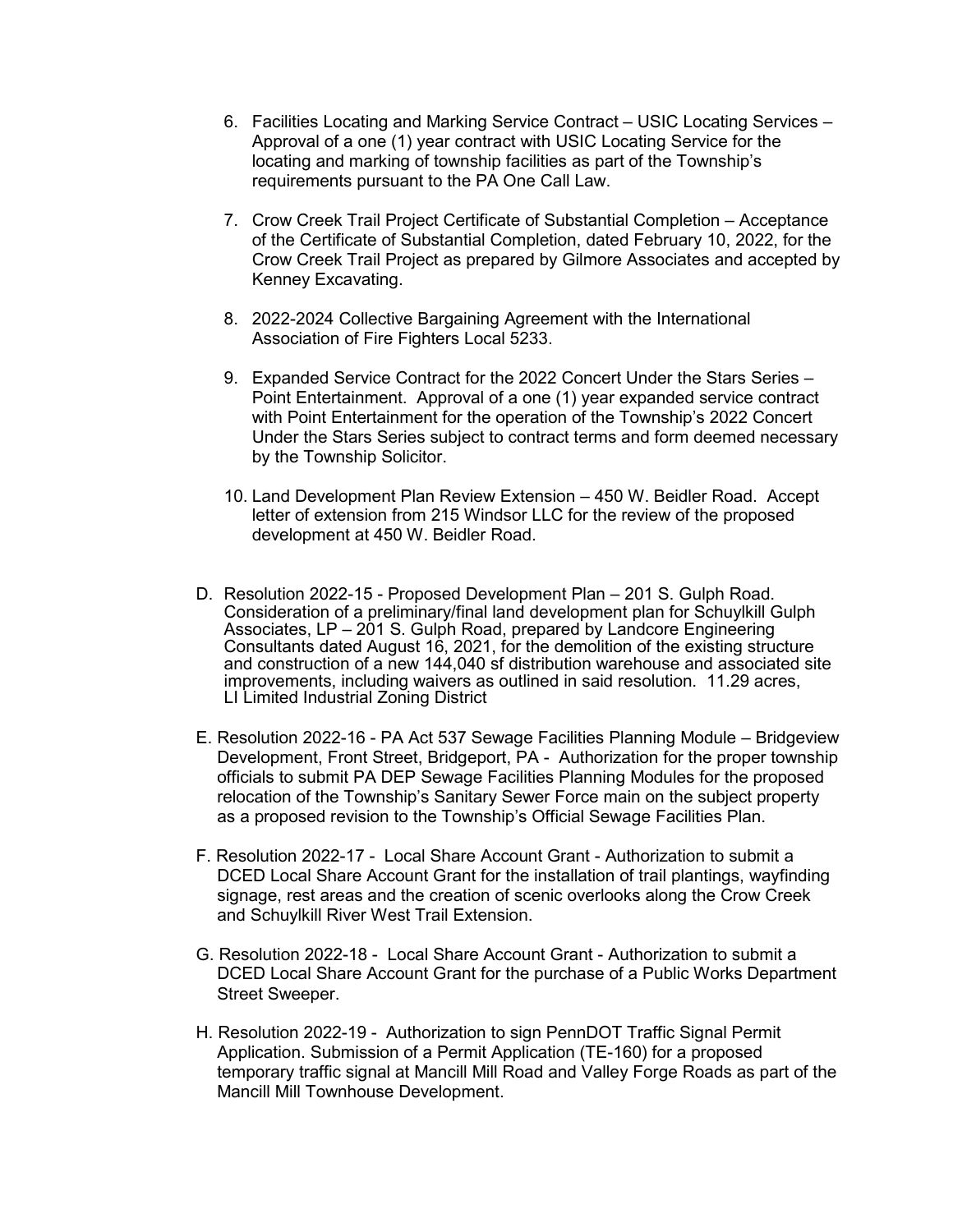6. Facilities Locating and Marking Service Contract – USIC Locating Services – Approval of a one (1) year contract with USIC Locating Service for the locating and marking of township facilities as part of the Township's requirements pursuant to the PA One Call Law.

7. Crow Creek Trail Project Certificate of Substantial Completion – Acceptance of the Certificate of Substantial Completion, dated February 10, 2022, for the Crow Creek Trail Project as prepared by Gilmore Associates and accepted by Kenney Excavating.

8. 2022-2024 Collective Bargaining Agreement with the International Association of Fire Fighters Local 5233.

9. Expanded Service Contract for the 2022 Concert Under the Stars Series – Point Entertainment. Approval of a one (1) year expanded service contract with Point Entertainment for the operation of the Township's 2022 Concert Under the Stars Series subject to contract terms and form deemed necessary by the Township Solicitor.

10. Land Development Plan Review Extension – 450 W. Beidler Road. Accept letter of extension from 215 Windsor LLC for the review of the proposed development at 450 W. Beidler Road.

D. Resolution 2022-15 - Proposed Development Plan – 201 S. Gulph Road. Consideration of a preliminary/final land development plan for Schuylkill Gulph Associates, LP – 201 S. Gulph Road, prepared by Landcore Engineering Consultants dated August 16, 2021, for the demolition of the existing structure and construction of a new 144,040 sf distribution warehouse and associated site improvements, including waivers as outlined in said resolution. 11.29 acres, LI Limited Industrial Zoning District

E. Resolution 2022-16 - PA Act 537 Sewage Facilities Planning Module – Bridgeview Development, Front Street, Bridgeport, PA - Authorization for the proper township officials to submit PA DEP Sewage Facilities Planning Modules for the proposed relocation of the Township's Sanitary Sewer Force main on the subject property as a proposed revision to the Township's Official Sewage Facilities Plan.

F. Resolution 2022-17 - Local Share Account Grant - Authorization to submit a DCED Local Share Account Grant for the installation of trail plantings, wayfinding signage, rest areas and the creation of scenic overlooks along the Crow Creek and Schuylkill River West Trail Extension.

G. Resolution 2022-18 - Local Share Account Grant - Authorization to submit a DCED Local Share Account Grant for the purchase of a Public Works Department Street Sweeper.

H. Resolution 2022-19 - Authorization to sign PennDOT Traffic Signal Permit Application. Submission of a Permit Application (TE-160) for a proposed temporary traffic signal at Mancill Mill Road and Valley Forge Roads as part of the Mancill Mill Townhouse Development.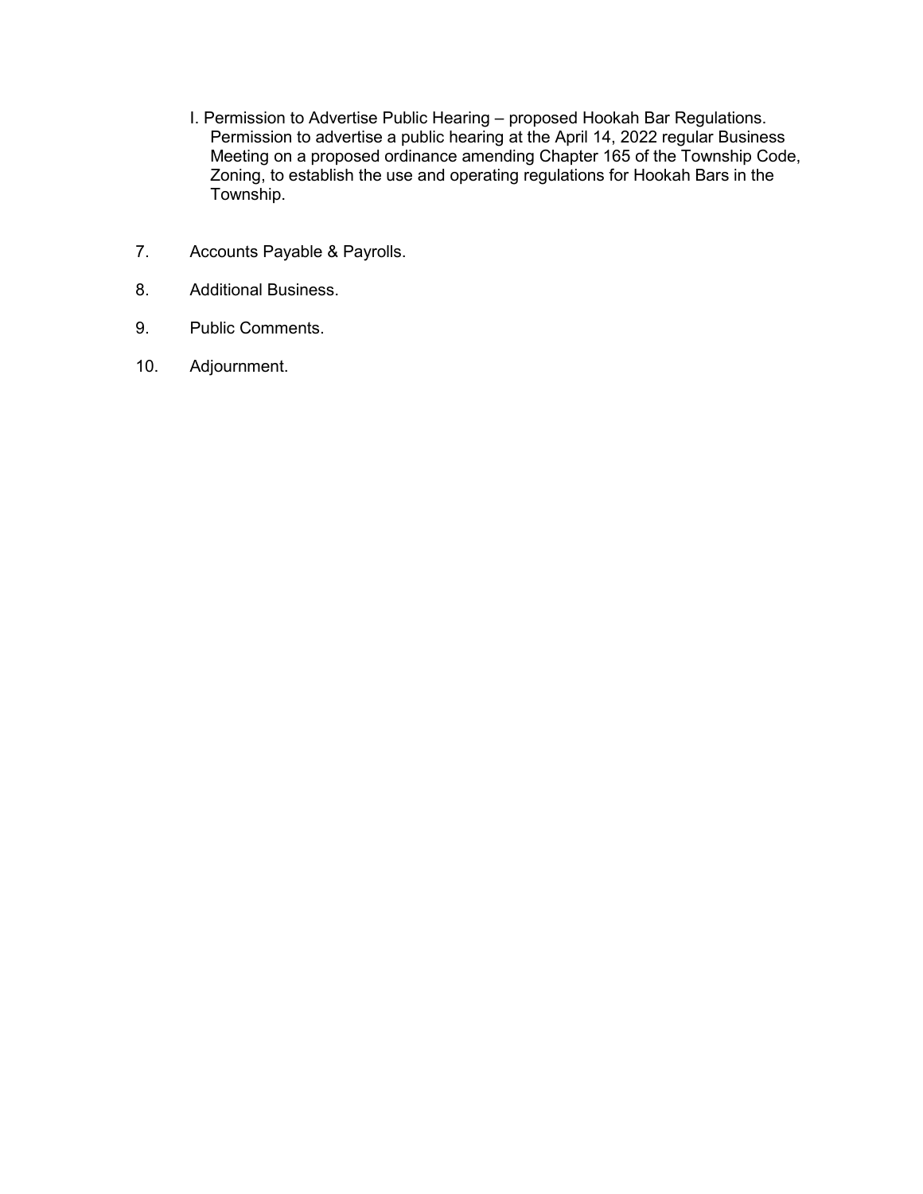I. Permission to Advertise Public Hearing – proposed Hookah Bar Regulations. Permission to advertise a public hearing at the April 14, 2022 regular Business Meeting on a proposed ordinance amending Chapter 165 of the Township Code, Zoning, to establish the use and operating regulations for Hookah Bars in the Township.

7. Accounts Payable & Payrolls.

8. Additional Business.

9. Public Comments.

10. Adjournment.